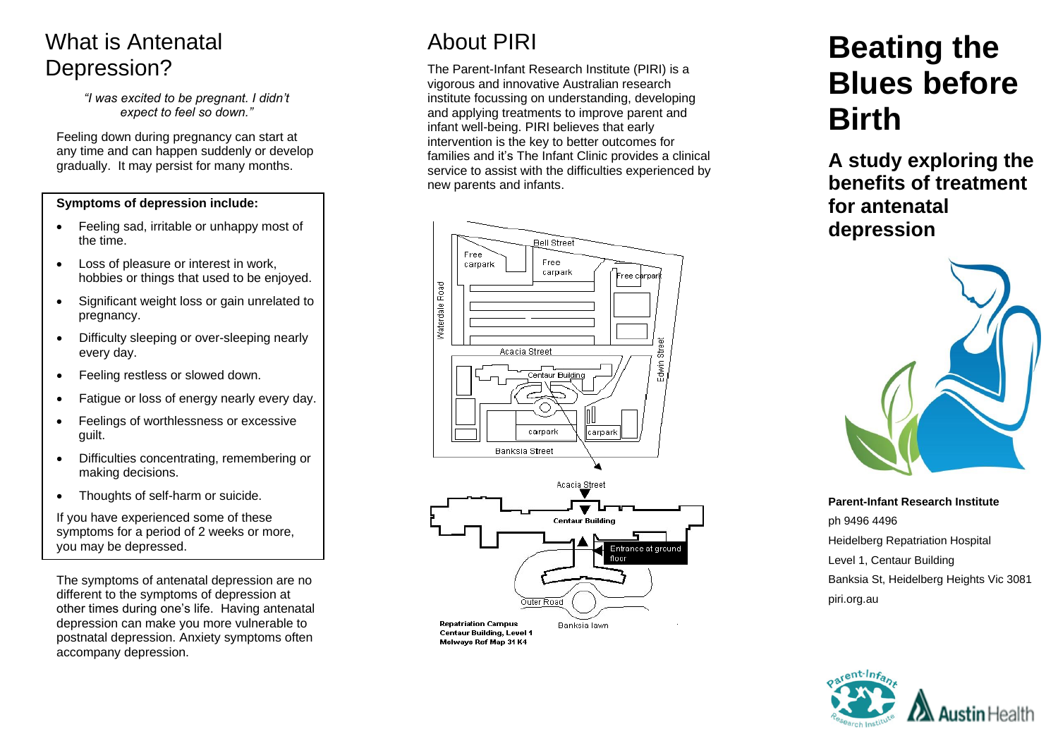# What is Antenatal Depression?

*"I was excited to be pregnant. I didn't expect to feel so down."*

Feeling down during pregnancy can start at any time and can happen suddenly or develop gradually. It may persist for many months.

**Symptoms of depression include:**

- Feeling sad, irritable or unhappy most of the time.
- Loss of pleasure or interest in work, hobbies or things that used to be enjoyed.
- Significant weight loss or gain unrelated to pregnancy.
- Difficulty sleeping or over-sleeping nearly every day.
- Feeling restless or slowed down.
- Fatigue or loss of energy nearly every day.
- Feelings of worthlessness or excessive guilt.
- Difficulties concentrating, remembering or making decisions.
- Thoughts of self-harm or suicide.

If you have experienced some of these symptoms for a period of 2 weeks or more, you may be depressed.

The symptoms of antenatal depression are no different to the symptoms of depression at other times during one's life. Having antenatal depression can make you more vulnerable to postnatal depression. Anxiety symptoms often accompany depression.

# About PIRI

The Parent-Infant Research Institute (PIRI) is a vigorous and innovative Australian research institute focussing on understanding, developing and applying treatments to improve parent and infant well-being. PIRI believes that early intervention is the key to better outcomes for families and it's The Infant Clinic provides a clinical service to assist with the difficulties experienced by new parents and infants.

Bell Street · Free carpark · Free carpark · Free carpark · Waterdale Road · Acacia Street · Edwin Street · Centaur Building · carpark · carpark · Banksia Street

Acacia Street · Centaur Building · Entrance at ground floor · Outer Road · Banksia lawn

**Repatriation Campus**
**Centaur Building, Level 1**
**Melways Ref Map 31 K4**

# Beating the Blues before Birth

## A study exploring the benefits of treatment for antenatal depression

**Parent-Infant Research Institute**
ph 9496 4496
Heidelberg Repatriation Hospital
Level 1, Centaur Building
Banksia St, Heidelberg Heights Vic 3081
piri.org.au

Parent-Infant Research Institute · Austin Health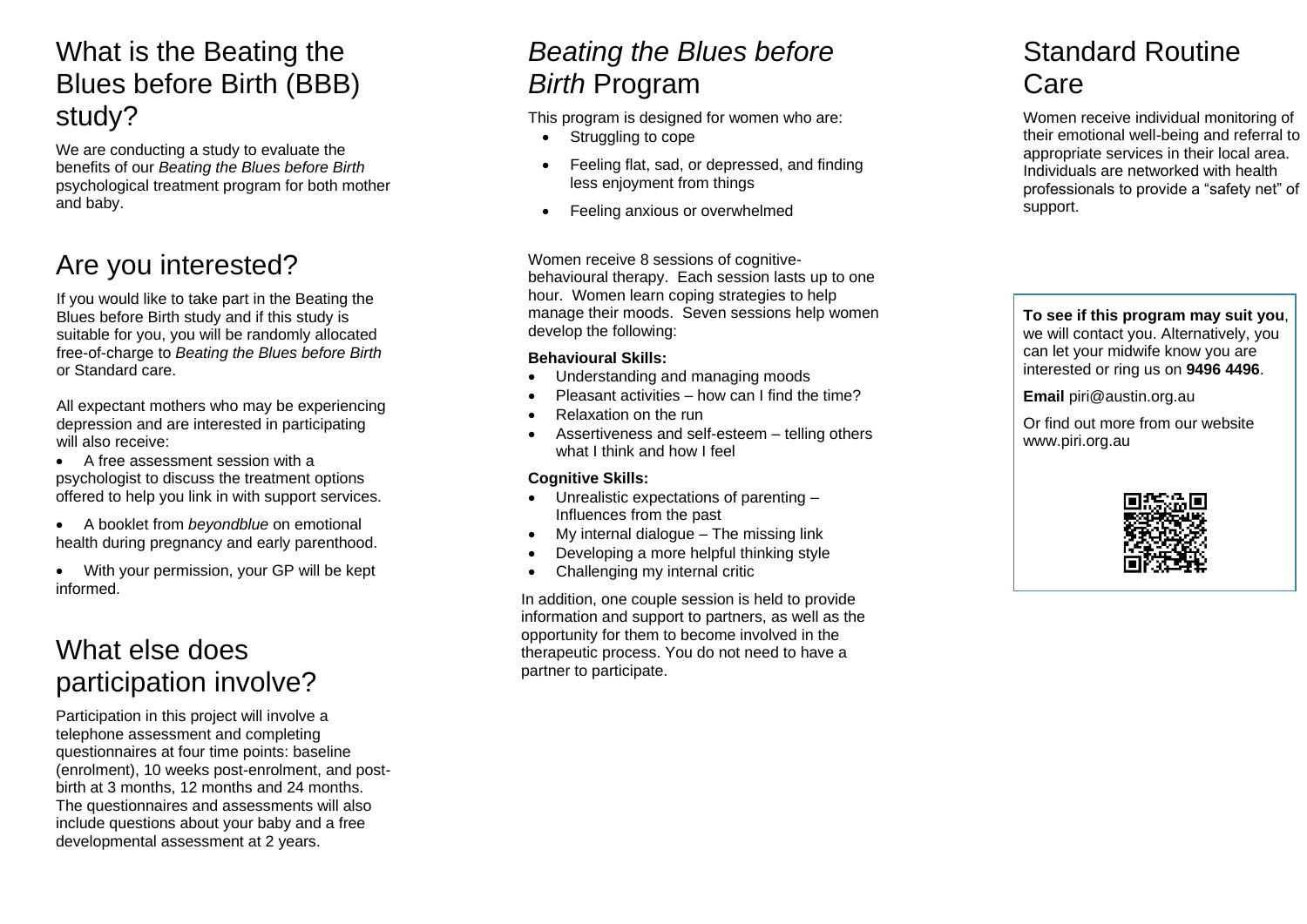# What is the Beating the Blues before Birth (BBB) study?

We are conducting a study to evaluate the benefits of our *Beating the Blues before Birth* psychological treatment program for both mother and baby.

# Are you interested?

If you would like to take part in the Beating the Blues before Birth study and if this study is suitable for you, you will be randomly allocated free-of-charge to *Beating the Blues before Birth* or Standard care.

All expectant mothers who may be experiencing depression and are interested in participating will also receive:

- A free assessment session with a psychologist to discuss the treatment options offered to help you link in with support services.
- A booklet from *beyondblue* on emotional health during pregnancy and early parenthood.
- With your permission, your GP will be kept informed.

# What else does participation involve?

Participation in this project will involve a telephone assessment and completing questionnaires at four time points: baseline (enrolment), 10 weeks post-enrolment, and post-birth at 3 months, 12 months and 24 months. The questionnaires and assessments will also include questions about your baby and a free developmental assessment at 2 years.

# *Beating the Blues before Birth* Program

This program is designed for women who are:

- Struggling to cope
- Feeling flat, sad, or depressed, and finding less enjoyment from things
- Feeling anxious or overwhelmed

Women receive 8 sessions of cognitive-behavioural therapy. Each session lasts up to one hour. Women learn coping strategies to help manage their moods. Seven sessions help women develop the following:

**Behavioural Skills:**

- Understanding and managing moods
- Pleasant activities – how can I find the time?
- Relaxation on the run
- Assertiveness and self-esteem – telling others what I think and how I feel

**Cognitive Skills:**

- Unrealistic expectations of parenting – Influences from the past
- My internal dialogue – The missing link
- Developing a more helpful thinking style
- Challenging my internal critic

In addition, one couple session is held to provide information and support to partners, as well as the opportunity for them to become involved in the therapeutic process. You do not need to have a partner to participate.

# Standard Routine Care

Women receive individual monitoring of their emotional well-being and referral to appropriate services in their local area. Individuals are networked with health professionals to provide a "safety net" of support.

**To see if this program may suit you**, we will contact you. Alternatively, you can let your midwife know you are interested or ring us on **9496 4496**.

**Email** piri@austin.org.au

Or find out more from our website www.piri.org.au